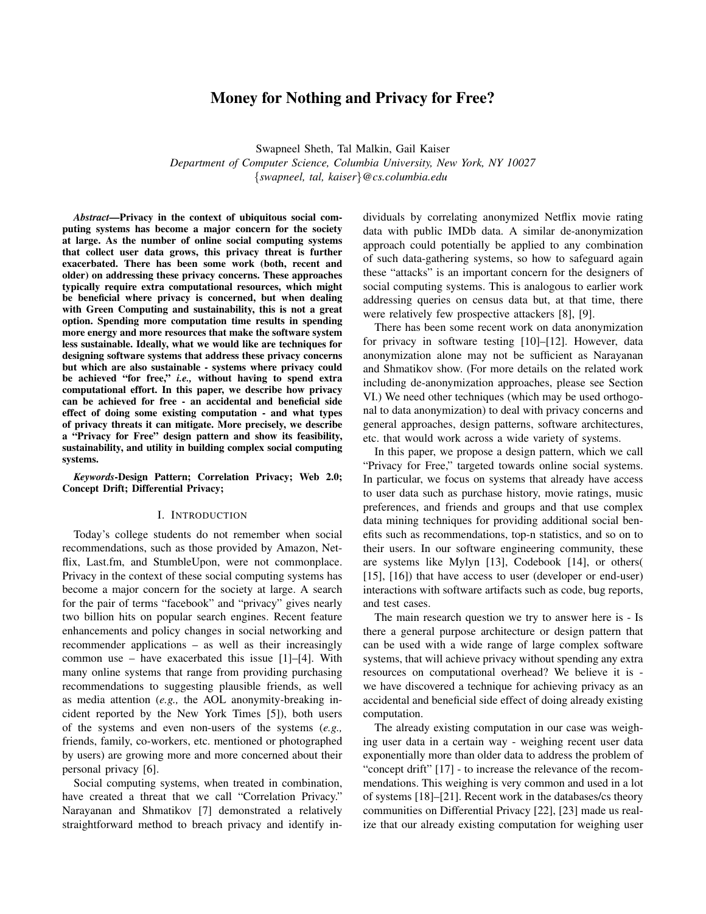# Money for Nothing and Privacy for Free?

Swapneel Sheth, Tal Malkin, Gail Kaiser
*Department of Computer Science, Columbia University, New York, NY 10027*
*{swapneel, tal, kaiser}@cs.columbia.edu*

***Abstract*—Privacy in the context of ubiquitous social computing systems has become a major concern for the society at large. As the number of online social computing systems that collect user data grows, this privacy threat is further exacerbated. There has been some work (both, recent and older) on addressing these privacy concerns. These approaches typically require extra computational resources, which might be beneficial where privacy is concerned, but when dealing with Green Computing and sustainability, this is not a great option. Spending more computation time results in spending more energy and more resources that make the software system less sustainable. Ideally, what we would like are techniques for designing software systems that address these privacy concerns but which are also sustainable - systems where privacy could be achieved "for free,"** ***i.e.,*** **without having to spend extra computational effort. In this paper, we describe how privacy can be achieved for free - an accidental and beneficial side effect of doing some existing computation - and what types of privacy threats it can mitigate. More precisely, we describe a "Privacy for Free" design pattern and show its feasibility, sustainability, and utility in building complex social computing systems.**

***Keywords*-Design Pattern; Correlation Privacy; Web 2.0; Concept Drift; Differential Privacy;**

## I. Introduction

Today's college students do not remember when social recommendations, such as those provided by Amazon, Netflix, Last.fm, and StumbleUpon, were not commonplace. Privacy in the context of these social computing systems has become a major concern for the society at large. A search for the pair of terms "facebook" and "privacy" gives nearly two billion hits on popular search engines. Recent feature enhancements and policy changes in social networking and recommender applications – as well as their increasingly common use – have exacerbated this issue [1]–[4]. With many online systems that range from providing purchasing recommendations to suggesting plausible friends, as well as media attention (*e.g.,* the AOL anonymity-breaking incident reported by the New York Times [5]), both users of the systems and even non-users of the systems (*e.g.,* friends, family, co-workers, etc. mentioned or photographed by users) are growing more and more concerned about their personal privacy [6].

Social computing systems, when treated in combination, have created a threat that we call "Correlation Privacy." Narayanan and Shmatikov [7] demonstrated a relatively straightforward method to breach privacy and identify individuals by correlating anonymized Netflix movie rating data with public IMDb data. A similar de-anonymization approach could potentially be applied to any combination of such data-gathering systems, so how to safeguard again these "attacks" is an important concern for the designers of social computing systems. This is analogous to earlier work addressing queries on census data but, at that time, there were relatively few prospective attackers [8], [9].

There has been some recent work on data anonymization for privacy in software testing [10]–[12]. However, data anonymization alone may not be sufficient as Narayanan and Shmatikov show. (For more details on the related work including de-anonymization approaches, please see Section VI.) We need other techniques (which may be used orthogonal to data anonymization) to deal with privacy concerns and general approaches, design patterns, software architectures, etc. that would work across a wide variety of systems.

In this paper, we propose a design pattern, which we call "Privacy for Free," targeted towards online social systems. In particular, we focus on systems that already have access to user data such as purchase history, movie ratings, music preferences, and friends and groups and that use complex data mining techniques for providing additional social benefits such as recommendations, top-n statistics, and so on to their users. In our software engineering community, these are systems like Mylyn [13], Codebook [14], or others( [15], [16]) that have access to user (developer or end-user) interactions with software artifacts such as code, bug reports, and test cases.

The main research question we try to answer here is - Is there a general purpose architecture or design pattern that can be used with a wide range of large complex software systems, that will achieve privacy without spending any extra resources on computational overhead? We believe it is - we have discovered a technique for achieving privacy as an accidental and beneficial side effect of doing already existing computation.

The already existing computation in our case was weighing user data in a certain way - weighing recent user data exponentially more than older data to address the problem of "concept drift" [17] - to increase the relevance of the recommendations. This weighing is very common and used in a lot of systems [18]–[21]. Recent work in the databases/cs theory communities on Differential Privacy [22], [23] made us realize that our already existing computation for weighing user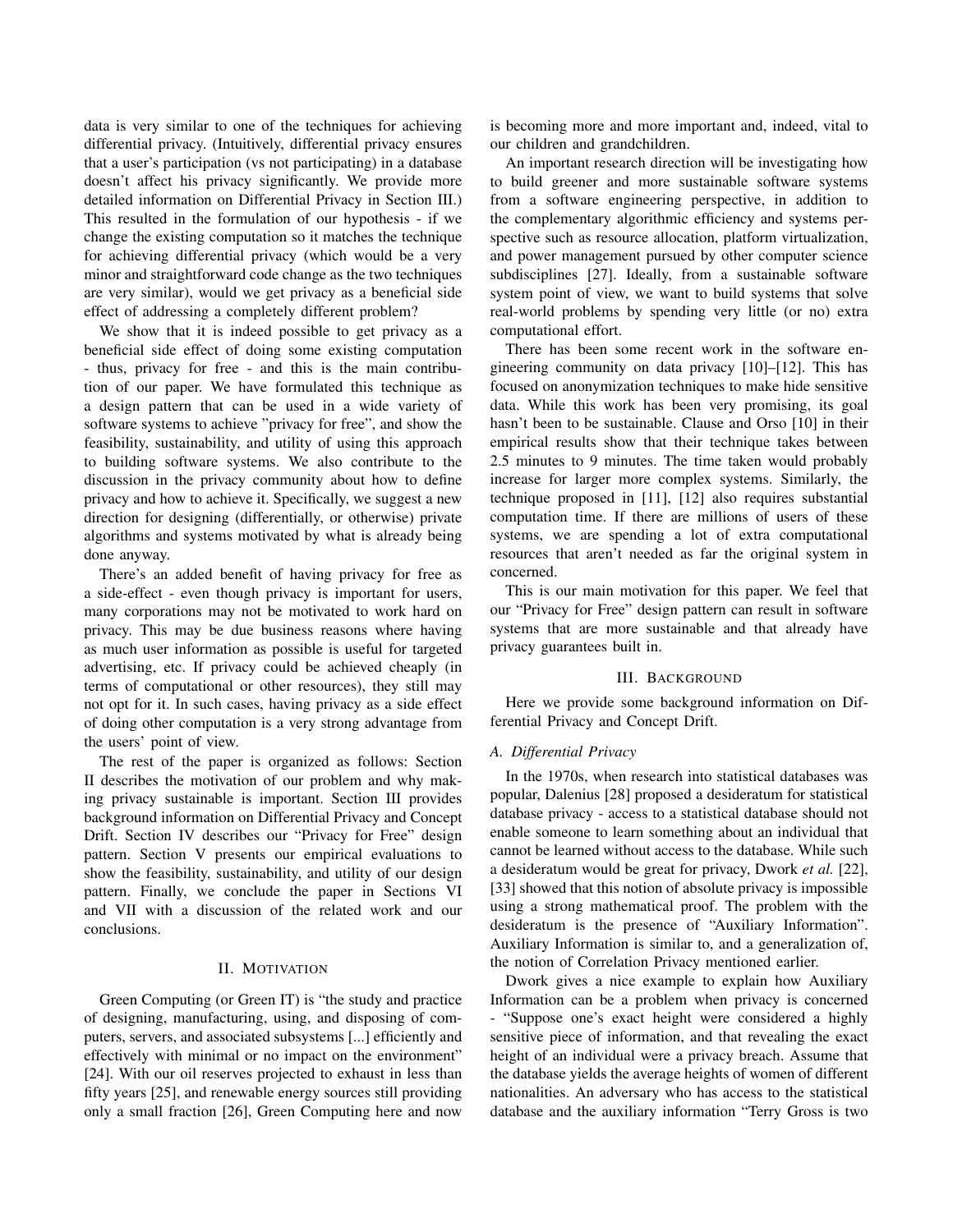data is very similar to one of the techniques for achieving differential privacy. (Intuitively, differential privacy ensures that a user's participation (vs not participating) in a database doesn't affect his privacy significantly. We provide more detailed information on Differential Privacy in Section III.) This resulted in the formulation of our hypothesis - if we change the existing computation so it matches the technique for achieving differential privacy (which would be a very minor and straightforward code change as the two techniques are very similar), would we get privacy as a beneficial side effect of addressing a completely different problem?

We show that it is indeed possible to get privacy as a beneficial side effect of doing some existing computation - thus, privacy for free - and this is the main contribution of our paper. We have formulated this technique as a design pattern that can be used in a wide variety of software systems to achieve "privacy for free", and show the feasibility, sustainability, and utility of using this approach to building software systems. We also contribute to the discussion in the privacy community about how to define privacy and how to achieve it. Specifically, we suggest a new direction for designing (differentially, or otherwise) private algorithms and systems motivated by what is already being done anyway.

There's an added benefit of having privacy for free as a side-effect - even though privacy is important for users, many corporations may not be motivated to work hard on privacy. This may be due business reasons where having as much user information as possible is useful for targeted advertising, etc. If privacy could be achieved cheaply (in terms of computational or other resources), they still may not opt for it. In such cases, having privacy as a side effect of doing other computation is a very strong advantage from the users' point of view.

The rest of the paper is organized as follows: Section II describes the motivation of our problem and why making privacy sustainable is important. Section III provides background information on Differential Privacy and Concept Drift. Section IV describes our "Privacy for Free" design pattern. Section V presents our empirical evaluations to show the feasibility, sustainability, and utility of our design pattern. Finally, we conclude the paper in Sections VI and VII with a discussion of the related work and our conclusions.

## II. Motivation

Green Computing (or Green IT) is "the study and practice of designing, manufacturing, using, and disposing of computers, servers, and associated subsystems [...] efficiently and effectively with minimal or no impact on the environment" [24]. With our oil reserves projected to exhaust in less than fifty years [25], and renewable energy sources still providing only a small fraction [26], Green Computing here and now is becoming more and more important and, indeed, vital to our children and grandchildren.

An important research direction will be investigating how to build greener and more sustainable software systems from a software engineering perspective, in addition to the complementary algorithmic efficiency and systems perspective such as resource allocation, platform virtualization, and power management pursued by other computer science subdisciplines [27]. Ideally, from a sustainable software system point of view, we want to build systems that solve real-world problems by spending very little (or no) extra computational effort.

There has been some recent work in the software engineering community on data privacy [10]–[12]. This has focused on anonymization techniques to make hide sensitive data. While this work has been very promising, its goal hasn't been to be sustainable. Clause and Orso [10] in their empirical results show that their technique takes between 2.5 minutes to 9 minutes. The time taken would probably increase for larger more complex systems. Similarly, the technique proposed in [11], [12] also requires substantial computation time. If there are millions of users of these systems, we are spending a lot of extra computational resources that aren't needed as far the original system in concerned.

This is our main motivation for this paper. We feel that our "Privacy for Free" design pattern can result in software systems that are more sustainable and that already have privacy guarantees built in.

## III. Background

Here we provide some background information on Differential Privacy and Concept Drift.

### A. Differential Privacy

In the 1970s, when research into statistical databases was popular, Dalenius [28] proposed a desideratum for statistical database privacy - access to a statistical database should not enable someone to learn something about an individual that cannot be learned without access to the database. While such a desideratum would be great for privacy, Dwork *et al.* [22], [33] showed that this notion of absolute privacy is impossible using a strong mathematical proof. The problem with the desideratum is the presence of "Auxiliary Information". Auxiliary Information is similar to, and a generalization of, the notion of Correlation Privacy mentioned earlier.

Dwork gives a nice example to explain how Auxiliary Information can be a problem when privacy is concerned - "Suppose one's exact height were considered a highly sensitive piece of information, and that revealing the exact height of an individual were a privacy breach. Assume that the database yields the average heights of women of different nationalities. An adversary who has access to the statistical database and the auxiliary information "Terry Gross is two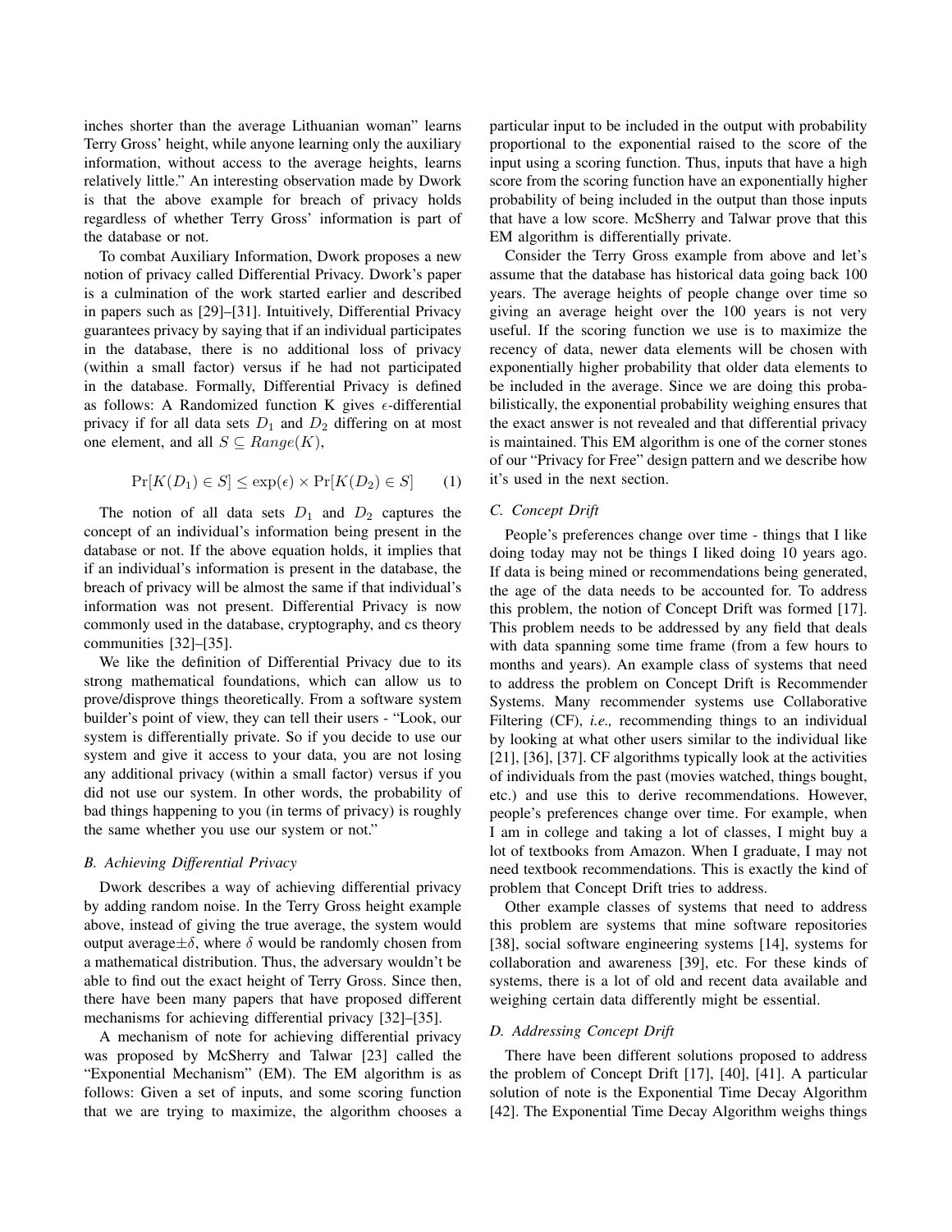inches shorter than the average Lithuanian woman" learns Terry Gross' height, while anyone learning only the auxiliary information, without access to the average heights, learns relatively little." An interesting observation made by Dwork is that the above example for breach of privacy holds regardless of whether Terry Gross' information is part of the database or not.

To combat Auxiliary Information, Dwork proposes a new notion of privacy called Differential Privacy. Dwork's paper is a culmination of the work started earlier and described in papers such as [29]–[31]. Intuitively, Differential Privacy guarantees privacy by saying that if an individual participates in the database, there is no additional loss of privacy (within a small factor) versus if he had not participated in the database. Formally, Differential Privacy is defined as follows: A Randomized function K gives $\epsilon$-differential privacy if for all data sets $D_1$ and $D_2$ differing on at most one element, and all $S \subseteq Range(K)$,

$$\Pr[K(D_1) \in S] \leq \exp(\epsilon) \times \Pr[K(D_2) \in S] \quad (1)$$

The notion of all data sets $D_1$ and $D_2$ captures the concept of an individual's information being present in the database or not. If the above equation holds, it implies that if an individual's information is present in the database, the breach of privacy will be almost the same if that individual's information was not present. Differential Privacy is now commonly used in the database, cryptography, and cs theory communities [32]–[35].

We like the definition of Differential Privacy due to its strong mathematical foundations, which can allow us to prove/disprove things theoretically. From a software system builder's point of view, they can tell their users - "Look, our system is differentially private. So if you decide to use our system and give it access to your data, you are not losing any additional privacy (within a small factor) versus if you did not use our system. In other words, the probability of bad things happening to you (in terms of privacy) is roughly the same whether you use our system or not."

### B. Achieving Differential Privacy

Dwork describes a way of achieving differential privacy by adding random noise. In the Terry Gross height example above, instead of giving the true average, the system would output average$\pm\delta$, where $\delta$ would be randomly chosen from a mathematical distribution. Thus, the adversary wouldn't be able to find out the exact height of Terry Gross. Since then, there have been many papers that have proposed different mechanisms for achieving differential privacy [32]–[35].

A mechanism of note for achieving differential privacy was proposed by McSherry and Talwar [23] called the "Exponential Mechanism" (EM). The EM algorithm is as follows: Given a set of inputs, and some scoring function that we are trying to maximize, the algorithm chooses a particular input to be included in the output with probability proportional to the exponential raised to the score of the input using a scoring function. Thus, inputs that have a high score from the scoring function have an exponentially higher probability of being included in the output than those inputs that have a low score. McSherry and Talwar prove that this EM algorithm is differentially private.

Consider the Terry Gross example from above and let's assume that the database has historical data going back 100 years. The average heights of people change over time so giving an average height over the 100 years is not very useful. If the scoring function we use is to maximize the recency of data, newer data elements will be chosen with exponentially higher probability that older data elements to be included in the average. Since we are doing this probabilistically, the exponential probability weighing ensures that the exact answer is not revealed and that differential privacy is maintained. This EM algorithm is one of the corner stones of our "Privacy for Free" design pattern and we describe how it's used in the next section.

### C. Concept Drift

People's preferences change over time - things that I like doing today may not be things I liked doing 10 years ago. If data is being mined or recommendations being generated, the age of the data needs to be accounted for. To address this problem, the notion of Concept Drift was formed [17]. This problem needs to be addressed by any field that deals with data spanning some time frame (from a few hours to months and years). An example class of systems that need to address the problem on Concept Drift is Recommender Systems. Many recommender systems use Collaborative Filtering (CF), *i.e.,* recommending things to an individual by looking at what other users similar to the individual like [21], [36], [37]. CF algorithms typically look at the activities of individuals from the past (movies watched, things bought, etc.) and use this to derive recommendations. However, people's preferences change over time. For example, when I am in college and taking a lot of classes, I might buy a lot of textbooks from Amazon. When I graduate, I may not need textbook recommendations. This is exactly the kind of problem that Concept Drift tries to address.

Other example classes of systems that need to address this problem are systems that mine software repositories [38], social software engineering systems [14], systems for collaboration and awareness [39], etc. For these kinds of systems, there is a lot of old and recent data available and weighing certain data differently might be essential.

### D. Addressing Concept Drift

There have been different solutions proposed to address the problem of Concept Drift [17], [40], [41]. A particular solution of note is the Exponential Time Decay Algorithm [42]. The Exponential Time Decay Algorithm weighs things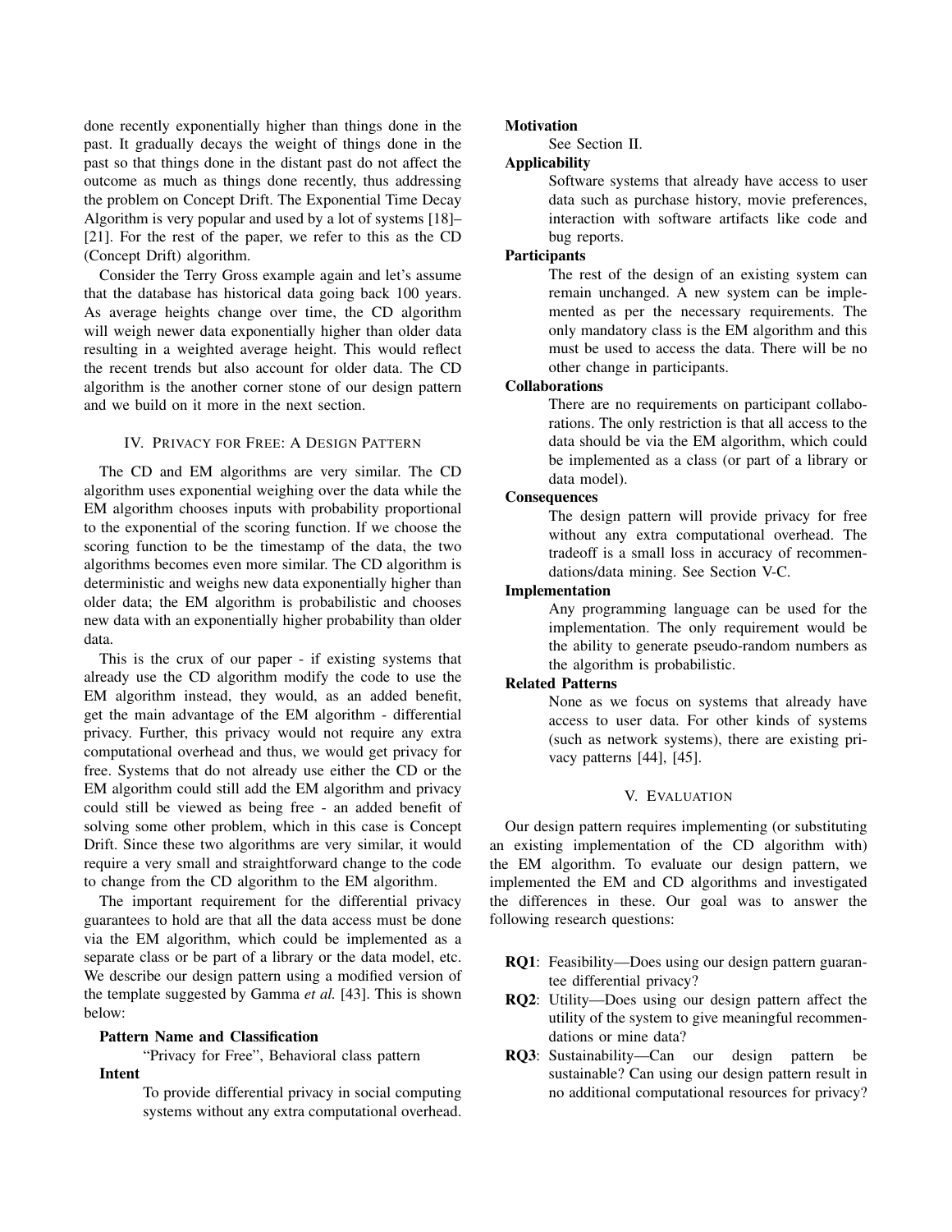done recently exponentially higher than things done in the past. It gradually decays the weight of things done in the past so that things done in the distant past do not affect the outcome as much as things done recently, thus addressing the problem on Concept Drift. The Exponential Time Decay Algorithm is very popular and used by a lot of systems [18]–[21]. For the rest of the paper, we refer to this as the CD (Concept Drift) algorithm.

Consider the Terry Gross example again and let's assume that the database has historical data going back 100 years. As average heights change over time, the CD algorithm will weigh newer data exponentially higher than older data resulting in a weighted average height. This would reflect the recent trends but also account for older data. The CD algorithm is the another corner stone of our design pattern and we build on it more in the next section.

## IV. Privacy for Free: A Design Pattern

The CD and EM algorithms are very similar. The CD algorithm uses exponential weighing over the data while the EM algorithm chooses inputs with probability proportional to the exponential of the scoring function. If we choose the scoring function to be the timestamp of the data, the two algorithms becomes even more similar. The CD algorithm is deterministic and weighs new data exponentially higher than older data; the EM algorithm is probabilistic and chooses new data with an exponentially higher probability than older data.

This is the crux of our paper - if existing systems that already use the CD algorithm modify the code to use the EM algorithm instead, they would, as an added benefit, get the main advantage of the EM algorithm - differential privacy. Further, this privacy would not require any extra computational overhead and thus, we would get privacy for free. Systems that do not already use either the CD or the EM algorithm could still add the EM algorithm and privacy could still be viewed as being free - an added benefit of solving some other problem, which in this case is Concept Drift. Since these two algorithms are very similar, it would require a very small and straightforward change to the code to change from the CD algorithm to the EM algorithm.

The important requirement for the differential privacy guarantees to hold are that all the data access must be done via the EM algorithm, which could be implemented as a separate class or be part of a library or the data model, etc. We describe our design pattern using a modified version of the template suggested by Gamma *et al.* [43]. This is shown below:

**Pattern Name and Classification**

"Privacy for Free", Behavioral class pattern

**Intent**

To provide differential privacy in social computing systems without any extra computational overhead.

**Motivation**

See Section II.

**Applicability**

Software systems that already have access to user data such as purchase history, movie preferences, interaction with software artifacts like code and bug reports.

**Participants**

The rest of the design of an existing system can remain unchanged. A new system can be implemented as per the necessary requirements. The only mandatory class is the EM algorithm and this must be used to access the data. There will be no other change in participants.

**Collaborations**

There are no requirements on participant collaborations. The only restriction is that all access to the data should be via the EM algorithm, which could be implemented as a class (or part of a library or data model).

**Consequences**

The design pattern will provide privacy for free without any extra computational overhead. The tradeoff is a small loss in accuracy of recommendations/data mining. See Section V-C.

**Implementation**

Any programming language can be used for the implementation. The only requirement would be the ability to generate pseudo-random numbers as the algorithm is probabilistic.

**Related Patterns**

None as we focus on systems that already have access to user data. For other kinds of systems (such as network systems), there are existing privacy patterns [44], [45].

## V. Evaluation

Our design pattern requires implementing (or substituting an existing implementation of the CD algorithm with) the EM algorithm. To evaluate our design pattern, we implemented the EM and CD algorithms and investigated the differences in these. Our goal was to answer the following research questions:

- **RQ1**: Feasibility—Does using our design pattern guarantee differential privacy?
- **RQ2**: Utility—Does using our design pattern affect the utility of the system to give meaningful recommendations or mine data?
- **RQ3**: Sustainability—Can our design pattern be sustainable? Can using our design pattern result in no additional computational resources for privacy?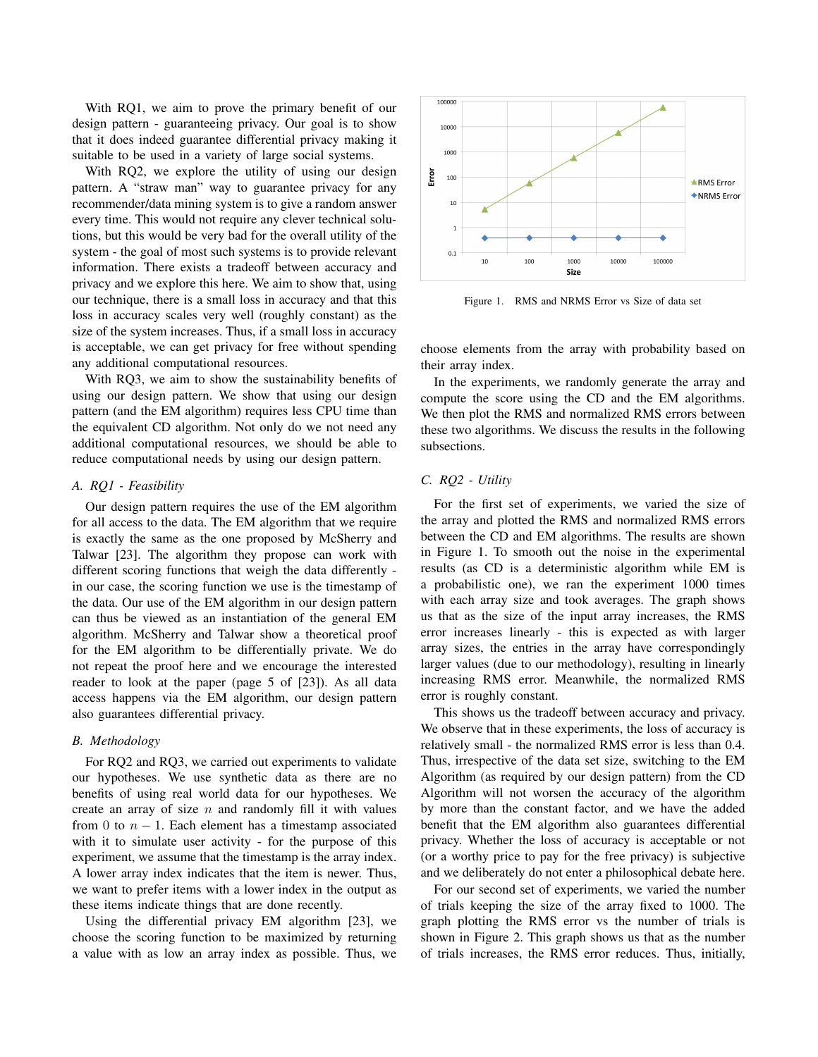With RQ1, we aim to prove the primary benefit of our design pattern - guaranteeing privacy. Our goal is to show that it does indeed guarantee differential privacy making it suitable to be used in a variety of large social systems.

With RQ2, we explore the utility of using our design pattern. A "straw man" way to guarantee privacy for any recommender/data mining system is to give a random answer every time. This would not require any clever technical solutions, but this would be very bad for the overall utility of the system - the goal of most such systems is to provide relevant information. There exists a tradeoff between accuracy and privacy and we explore this here. We aim to show that, using our technique, there is a small loss in accuracy and that this loss in accuracy scales very well (roughly constant) as the size of the system increases. Thus, if a small loss in accuracy is acceptable, we can get privacy for free without spending any additional computational resources.

With RQ3, we aim to show the sustainability benefits of using our design pattern. We show that using our design pattern (and the EM algorithm) requires less CPU time than the equivalent CD algorithm. Not only do we not need any additional computational resources, we should be able to reduce computational needs by using our design pattern.

### *A. RQ1 - Feasibility*

Our design pattern requires the use of the EM algorithm for all access to the data. The EM algorithm that we require is exactly the same as the one proposed by McSherry and Talwar [23]. The algorithm they propose can work with different scoring functions that weigh the data differently - in our case, the scoring function we use is the timestamp of the data. Our use of the EM algorithm in our design pattern can thus be viewed as an instantiation of the general EM algorithm. McSherry and Talwar show a theoretical proof for the EM algorithm to be differentially private. We do not repeat the proof here and we encourage the interested reader to look at the paper (page 5 of [23]). As all data access happens via the EM algorithm, our design pattern also guarantees differential privacy.

### *B. Methodology*

For RQ2 and RQ3, we carried out experiments to validate our hypotheses. We use synthetic data as there are no benefits of using real world data for our hypotheses. We create an array of size $n$ and randomly fill it with values from $0$ to $n - 1$. Each element has a timestamp associated with it to simulate user activity - for the purpose of this experiment, we assume that the timestamp is the array index. A lower array index indicates that the item is newer. Thus, we want to prefer items with a lower index in the output as these items indicate things that are done recently.

Using the differential privacy EM algorithm [23], we choose the scoring function to be maximized by returning a value with as low an array index as possible. Thus, we choose elements from the array with probability based on their array index.

In the experiments, we randomly generate the array and compute the score using the CD and the EM algorithms. We then plot the RMS and normalized RMS errors between these two algorithms. We discuss the results in the following subsections.

Figure 1. RMS and NRMS Error vs Size of data set

### *C. RQ2 - Utility*

For the first set of experiments, we varied the size of the array and plotted the RMS and normalized RMS errors between the CD and EM algorithms. The results are shown in Figure 1. To smooth out the noise in the experimental results (as CD is a deterministic algorithm while EM is a probabilistic one), we ran the experiment 1000 times with each array size and took averages. The graph shows us that as the size of the input array increases, the RMS error increases linearly - this is expected as with larger array sizes, the entries in the array have correspondingly larger values (due to our methodology), resulting in linearly increasing RMS error. Meanwhile, the normalized RMS error is roughly constant.

This shows us the tradeoff between accuracy and privacy. We observe that in these experiments, the loss of accuracy is relatively small - the normalized RMS error is less than 0.4. Thus, irrespective of the data set size, switching to the EM Algorithm (as required by our design pattern) from the CD Algorithm will not worsen the accuracy of the algorithm by more than the constant factor, and we have the added benefit that the EM algorithm also guarantees differential privacy. Whether the loss of accuracy is acceptable or not (or a worthy price to pay for the free privacy) is subjective and we deliberately do not enter a philosophical debate here.

For our second set of experiments, we varied the number of trials keeping the size of the array fixed to 1000. The graph plotting the RMS error vs the number of trials is shown in Figure 2. This graph shows us that as the number of trials increases, the RMS error reduces. Thus, initially,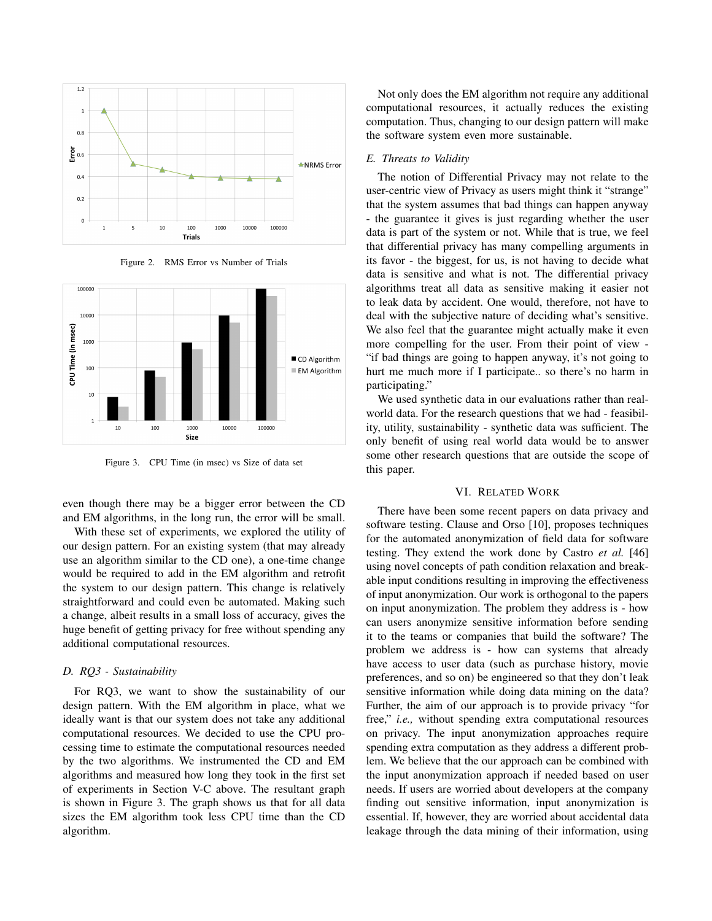Figure 2. RMS Error vs Number of Trials

Figure 3. CPU Time (in msec) vs Size of data set

even though there may be a bigger error between the CD and EM algorithms, in the long run, the error will be small.

With these set of experiments, we explored the utility of our design pattern. For an existing system (that may already use an algorithm similar to the CD one), a one-time change would be required to add in the EM algorithm and retrofit the system to our design pattern. This change is relatively straightforward and could even be automated. Making such a change, albeit results in a small loss of accuracy, gives the huge benefit of getting privacy for free without spending any additional computational resources.

### *D. RQ3 - Sustainability*

For RQ3, we want to show the sustainability of our design pattern. With the EM algorithm in place, what we ideally want is that our system does not take any additional computational resources. We decided to use the CPU processing time to estimate the computational resources needed by the two algorithms. We instrumented the CD and EM algorithms and measured how long they took in the first set of experiments in Section V-C above. The resultant graph is shown in Figure 3. The graph shows us that for all data sizes the EM algorithm took less CPU time than the CD algorithm.

Not only does the EM algorithm not require any additional computational resources, it actually reduces the existing computation. Thus, changing to our design pattern will make the software system even more sustainable.

### *E. Threats to Validity*

The notion of Differential Privacy may not relate to the user-centric view of Privacy as users might think it "strange" that the system assumes that bad things can happen anyway - the guarantee it gives is just regarding whether the user data is part of the system or not. While that is true, we feel that differential privacy has many compelling arguments in its favor - the biggest, for us, is not having to decide what data is sensitive and what is not. The differential privacy algorithms treat all data as sensitive making it easier not to leak data by accident. One would, therefore, not have to deal with the subjective nature of deciding what's sensitive. We also feel that the guarantee might actually make it even more compelling for the user. From their point of view - "if bad things are going to happen anyway, it's not going to hurt me much more if I participate.. so there's no harm in participating."

We used synthetic data in our evaluations rather than real-world data. For the research questions that we had - feasibility, utility, sustainability - synthetic data was sufficient. The only benefit of using real world data would be to answer some other research questions that are outside the scope of this paper.

## VI. Related Work

There have been some recent papers on data privacy and software testing. Clause and Orso [10], proposes techniques for the automated anonymization of field data for software testing. They extend the work done by Castro *et al.* [46] using novel concepts of path condition relaxation and breakable input conditions resulting in improving the effectiveness of input anonymization. Our work is orthogonal to the papers on input anonymization. The problem they address is - how can users anonymize sensitive information before sending it to the teams or companies that build the software? The problem we address is - how can systems that already have access to user data (such as purchase history, movie preferences, and so on) be engineered so that they don't leak sensitive information while doing data mining on the data? Further, the aim of our approach is to provide privacy "for free," *i.e.,* without spending extra computational resources on privacy. The input anonymization approaches require spending extra computation as they address a different problem. We believe that the our approach can be combined with the input anonymization approach if needed based on user needs. If users are worried about developers at the company finding out sensitive information, input anonymization is essential. If, however, they are worried about accidental data leakage through the data mining of their information, using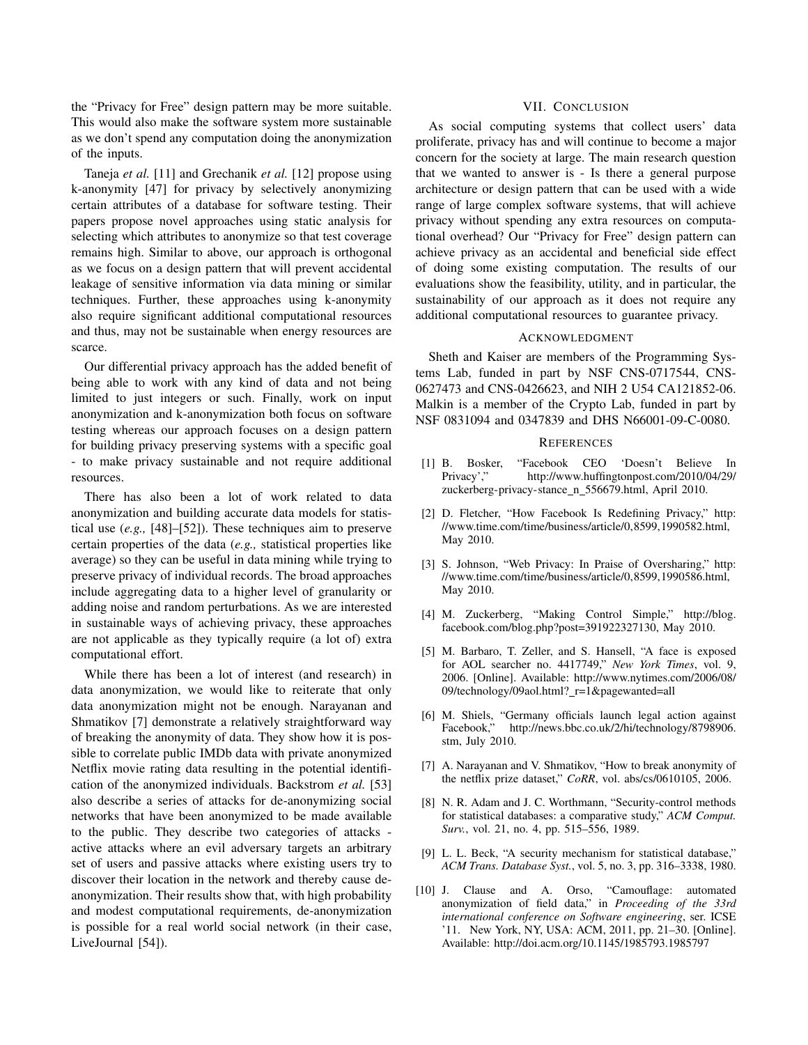the "Privacy for Free" design pattern may be more suitable. This would also make the software system more sustainable as we don't spend any computation doing the anonymization of the inputs.

Taneja *et al.* [11] and Grechanik *et al.* [12] propose using k-anonymity [47] for privacy by selectively anonymizing certain attributes of a database for software testing. Their papers propose novel approaches using static analysis for selecting which attributes to anonymize so that test coverage remains high. Similar to above, our approach is orthogonal as we focus on a design pattern that will prevent accidental leakage of sensitive information via data mining or similar techniques. Further, these approaches using k-anonymity also require significant additional computational resources and thus, may not be sustainable when energy resources are scarce.

Our differential privacy approach has the added benefit of being able to work with any kind of data and not being limited to just integers or such. Finally, work on input anonymization and k-anonymization both focus on software testing whereas our approach focuses on a design pattern for building privacy preserving systems with a specific goal - to make privacy sustainable and not require additional resources.

There has also been a lot of work related to data anonymization and building accurate data models for statistical use (*e.g.,* [48]–[52]). These techniques aim to preserve certain properties of the data (*e.g.,* statistical properties like average) so they can be useful in data mining while trying to preserve privacy of individual records. The broad approaches include aggregating data to a higher level of granularity or adding noise and random perturbations. As we are interested in sustainable ways of achieving privacy, these approaches are not applicable as they typically require (a lot of) extra computational effort.

While there has been a lot of interest (and research) in data anonymization, we would like to reiterate that only data anonymization might not be enough. Narayanan and Shmatikov [7] demonstrate a relatively straightforward way of breaking the anonymity of data. They show how it is possible to correlate public IMDb data with private anonymized Netflix movie rating data resulting in the potential identification of the anonymized individuals. Backstrom *et al.* [53] also describe a series of attacks for de-anonymizing social networks that have been anonymized to be made available to the public. They describe two categories of attacks - active attacks where an evil adversary targets an arbitrary set of users and passive attacks where existing users try to discover their location in the network and thereby cause de-anonymization. Their results show that, with high probability and modest computational requirements, de-anonymization is possible for a real world social network (in their case, LiveJournal [54]).

## VII. Conclusion

As social computing systems that collect users' data proliferate, privacy has and will continue to become a major concern for the society at large. The main research question that we wanted to answer is - Is there a general purpose architecture or design pattern that can be used with a wide range of large complex software systems, that will achieve privacy without spending any extra resources on computational overhead? Our "Privacy for Free" design pattern can achieve privacy as an accidental and beneficial side effect of doing some existing computation. The results of our evaluations show the feasibility, utility, and in particular, the sustainability of our approach as it does not require any additional computational resources to guarantee privacy.

## Acknowledgment

Sheth and Kaiser are members of the Programming Systems Lab, funded in part by NSF CNS-0717544, CNS-0627473 and CNS-0426623, and NIH 2 U54 CA121852-06. Malkin is a member of the Crypto Lab, funded in part by NSF 0831094 and 0347839 and DHS N66001-09-C-0080.

## References

[1] B. Bosker, "Facebook CEO 'Doesn't Believe In Privacy'," http://www.huffingtonpost.com/2010/04/29/zuckerberg-privacy-stance_n_556679.html, April 2010.

[2] D. Fletcher, "How Facebook Is Redefining Privacy," http://www.time.com/time/business/article/0,8599,1990582.html, May 2010.

[3] S. Johnson, "Web Privacy: In Praise of Oversharing," http://www.time.com/time/business/article/0,8599,1990586.html, May 2010.

[4] M. Zuckerberg, "Making Control Simple," http://blog.facebook.com/blog.php?post=391922327130, May 2010.

[5] M. Barbaro, T. Zeller, and S. Hansell, "A face is exposed for AOL searcher no. 4417749," *New York Times*, vol. 9, 2006. [Online]. Available: http://www.nytimes.com/2006/08/09/technology/09aol.html?_r=1&pagewanted=all

[6] M. Shiels, "Germany officials launch legal action against Facebook," http://news.bbc.co.uk/2/hi/technology/8798906.stm, July 2010.

[7] A. Narayanan and V. Shmatikov, "How to break anonymity of the netflix prize dataset," *CoRR*, vol. abs/cs/0610105, 2006.

[8] N. R. Adam and J. C. Worthmann, "Security-control methods for statistical databases: a comparative study," *ACM Comput. Surv.*, vol. 21, no. 4, pp. 515–556, 1989.

[9] L. L. Beck, "A security mechanism for statistical database," *ACM Trans. Database Syst.*, vol. 5, no. 3, pp. 316–3338, 1980.

[10] J. Clause and A. Orso, "Camouflage: automated anonymization of field data," in *Proceeding of the 33rd international conference on Software engineering*, ser. ICSE '11. New York, NY, USA: ACM, 2011, pp. 21–30. [Online]. Available: http://doi.acm.org/10.1145/1985793.1985797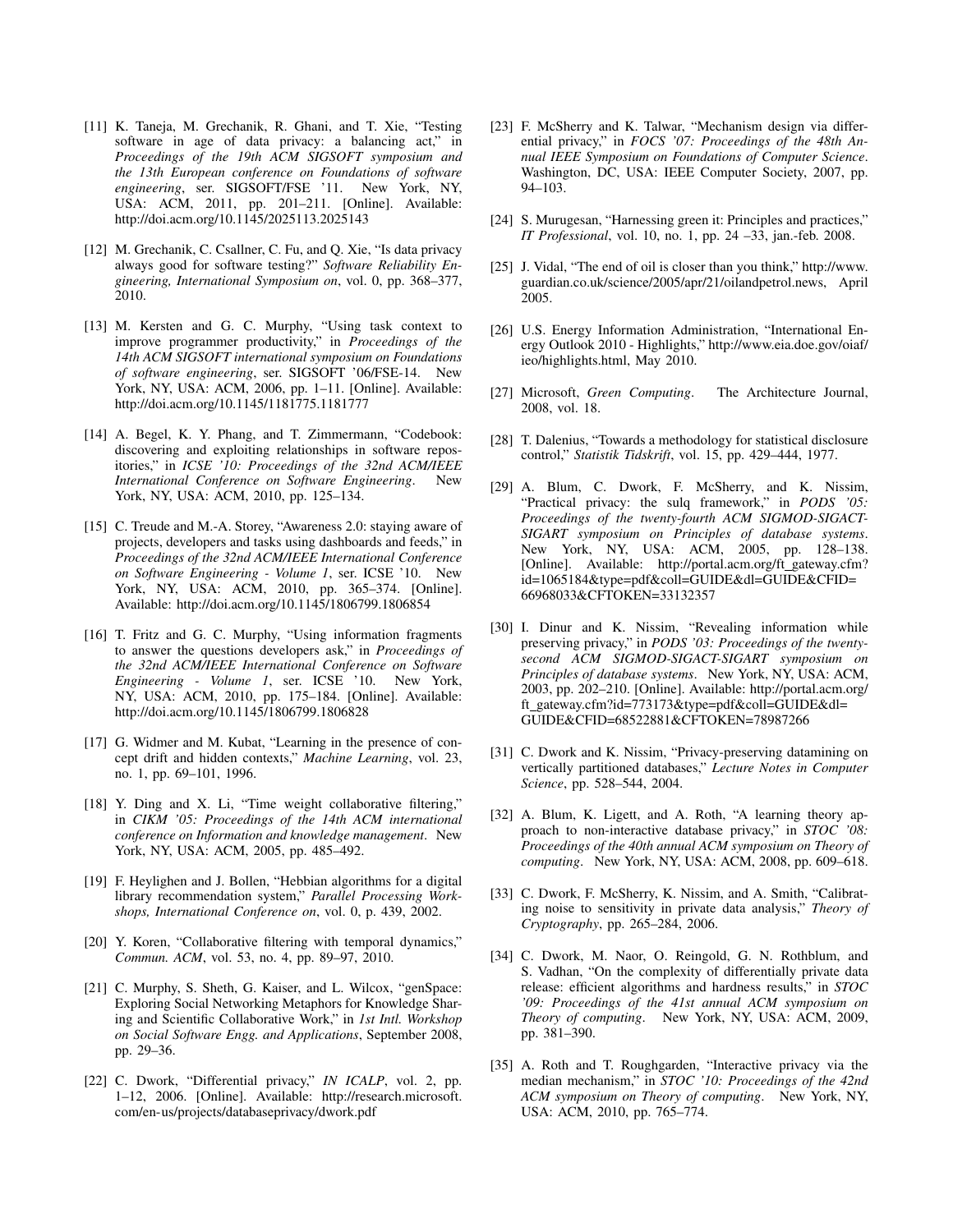[11] K. Taneja, M. Grechanik, R. Ghani, and T. Xie, "Testing software in age of data privacy: a balancing act," in *Proceedings of the 19th ACM SIGSOFT symposium and the 13th European conference on Foundations of software engineering*, ser. SIGSOFT/FSE '11. New York, NY, USA: ACM, 2011, pp. 201–211. [Online]. Available: http://doi.acm.org/10.1145/2025113.2025143

[12] M. Grechanik, C. Csallner, C. Fu, and Q. Xie, "Is data privacy always good for software testing?" *Software Reliability Engineering, International Symposium on*, vol. 0, pp. 368–377, 2010.

[13] M. Kersten and G. C. Murphy, "Using task context to improve programmer productivity," in *Proceedings of the 14th ACM SIGSOFT international symposium on Foundations of software engineering*, ser. SIGSOFT '06/FSE-14. New York, NY, USA: ACM, 2006, pp. 1–11. [Online]. Available: http://doi.acm.org/10.1145/1181775.1181777

[14] A. Begel, K. Y. Phang, and T. Zimmermann, "Codebook: discovering and exploiting relationships in software repositories," in *ICSE '10: Proceedings of the 32nd ACM/IEEE International Conference on Software Engineering*. New York, NY, USA: ACM, 2010, pp. 125–134.

[15] C. Treude and M.-A. Storey, "Awareness 2.0: staying aware of projects, developers and tasks using dashboards and feeds," in *Proceedings of the 32nd ACM/IEEE International Conference on Software Engineering - Volume 1*, ser. ICSE '10. New York, NY, USA: ACM, 2010, pp. 365–374. [Online]. Available: http://doi.acm.org/10.1145/1806799.1806854

[16] T. Fritz and G. C. Murphy, "Using information fragments to answer the questions developers ask," in *Proceedings of the 32nd ACM/IEEE International Conference on Software Engineering - Volume 1*, ser. ICSE '10. New York, NY, USA: ACM, 2010, pp. 175–184. [Online]. Available: http://doi.acm.org/10.1145/1806799.1806828

[17] G. Widmer and M. Kubat, "Learning in the presence of concept drift and hidden contexts," *Machine Learning*, vol. 23, no. 1, pp. 69–101, 1996.

[18] Y. Ding and X. Li, "Time weight collaborative filtering," in *CIKM '05: Proceedings of the 14th ACM international conference on Information and knowledge management*. New York, NY, USA: ACM, 2005, pp. 485–492.

[19] F. Heylighen and J. Bollen, "Hebbian algorithms for a digital library recommendation system," *Parallel Processing Workshops, International Conference on*, vol. 0, p. 439, 2002.

[20] Y. Koren, "Collaborative filtering with temporal dynamics," *Commun. ACM*, vol. 53, no. 4, pp. 89–97, 2010.

[21] C. Murphy, S. Sheth, G. Kaiser, and L. Wilcox, "genSpace: Exploring Social Networking Metaphors for Knowledge Sharing and Scientific Collaborative Work," in *1st Intl. Workshop on Social Software Engg. and Applications*, September 2008, pp. 29–36.

[22] C. Dwork, "Differential privacy," *IN ICALP*, vol. 2, pp. 1–12, 2006. [Online]. Available: http://research.microsoft.com/en-us/projects/databaseprivacy/dwork.pdf

[23] F. McSherry and K. Talwar, "Mechanism design via differential privacy," in *FOCS '07: Proceedings of the 48th Annual IEEE Symposium on Foundations of Computer Science*. Washington, DC, USA: IEEE Computer Society, 2007, pp. 94–103.

[24] S. Murugesan, "Harnessing green it: Principles and practices," *IT Professional*, vol. 10, no. 1, pp. 24 –33, jan.-feb. 2008.

[25] J. Vidal, "The end of oil is closer than you think," http://www.guardian.co.uk/science/2005/apr/21/oilandpetrol.news, April 2005.

[26] U.S. Energy Information Administration, "International Energy Outlook 2010 - Highlights," http://www.eia.doe.gov/oiaf/ieo/highlights.html, May 2010.

[27] Microsoft, *Green Computing*. The Architecture Journal, 2008, vol. 18.

[28] T. Dalenius, "Towards a methodology for statistical disclosure control," *Statistik Tidskrift*, vol. 15, pp. 429–444, 1977.

[29] A. Blum, C. Dwork, F. McSherry, and K. Nissim, "Practical privacy: the sulq framework," in *PODS '05: Proceedings of the twenty-fourth ACM SIGMOD-SIGACT-SIGART symposium on Principles of database systems*. New York, NY, USA: ACM, 2005, pp. 128–138. [Online]. Available: http://portal.acm.org/ft_gateway.cfm?id=1065184&type=pdf&coll=GUIDE&dl=GUIDE&CFID=66968033&CFTOKEN=33132357

[30] I. Dinur and K. Nissim, "Revealing information while preserving privacy," in *PODS '03: Proceedings of the twenty-second ACM SIGMOD-SIGACT-SIGART symposium on Principles of database systems*. New York, NY, USA: ACM, 2003, pp. 202–210. [Online]. Available: http://portal.acm.org/ft_gateway.cfm?id=773173&type=pdf&coll=GUIDE&dl=GUIDE&CFID=68522881&CFTOKEN=78987266

[31] C. Dwork and K. Nissim, "Privacy-preserving datamining on vertically partitioned databases," *Lecture Notes in Computer Science*, pp. 528–544, 2004.

[32] A. Blum, K. Ligett, and A. Roth, "A learning theory approach to non-interactive database privacy," in *STOC '08: Proceedings of the 40th annual ACM symposium on Theory of computing*. New York, NY, USA: ACM, 2008, pp. 609–618.

[33] C. Dwork, F. McSherry, K. Nissim, and A. Smith, "Calibrating noise to sensitivity in private data analysis," *Theory of Cryptography*, pp. 265–284, 2006.

[34] C. Dwork, M. Naor, O. Reingold, G. N. Rothblum, and S. Vadhan, "On the complexity of differentially private data release: efficient algorithms and hardness results," in *STOC '09: Proceedings of the 41st annual ACM symposium on Theory of computing*. New York, NY, USA: ACM, 2009, pp. 381–390.

[35] A. Roth and T. Roughgarden, "Interactive privacy via the median mechanism," in *STOC '10: Proceedings of the 42nd ACM symposium on Theory of computing*. New York, NY, USA: ACM, 2010, pp. 765–774.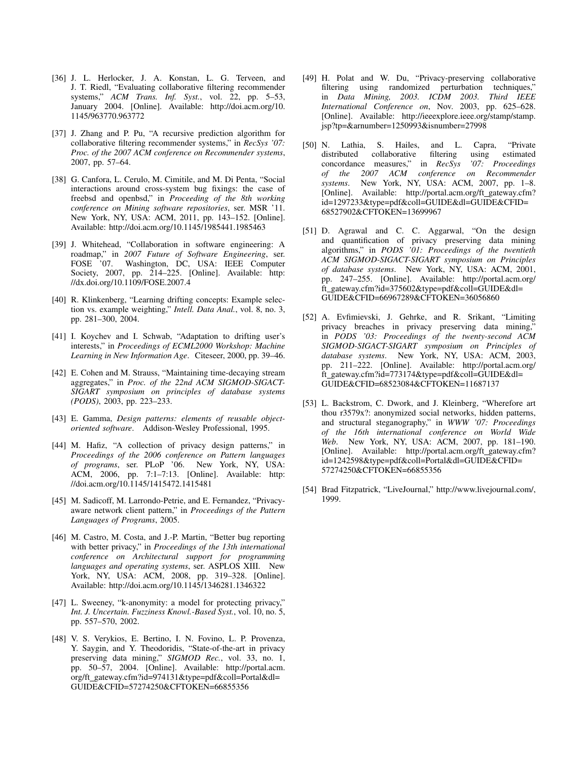[36] J. L. Herlocker, J. A. Konstan, L. G. Terveen, and J. T. Riedl, "Evaluating collaborative filtering recommender systems," *ACM Trans. Inf. Syst.*, vol. 22, pp. 5–53, January 2004. [Online]. Available: http://doi.acm.org/10.1145/963770.963772

[37] J. Zhang and P. Pu, "A recursive prediction algorithm for collaborative filtering recommender systems," in *RecSys '07: Proc. of the 2007 ACM conference on Recommender systems*, 2007, pp. 57–64.

[38] G. Canfora, L. Cerulo, M. Cimitile, and M. Di Penta, "Social interactions around cross-system bug fixings: the case of freebsd and openbsd," in *Proceeding of the 8th working conference on Mining software repositories*, ser. MSR '11. New York, NY, USA: ACM, 2011, pp. 143–152. [Online]. Available: http://doi.acm.org/10.1145/1985441.1985463

[39] J. Whitehead, "Collaboration in software engineering: A roadmap," in *2007 Future of Software Engineering*, ser. FOSE '07. Washington, DC, USA: IEEE Computer Society, 2007, pp. 214–225. [Online]. Available: http://dx.doi.org/10.1109/FOSE.2007.4

[40] R. Klinkenberg, "Learning drifting concepts: Example selection vs. example weighting," *Intell. Data Anal.*, vol. 8, no. 3, pp. 281–300, 2004.

[41] I. Koychev and I. Schwab, "Adaptation to drifting user's interests," in *Proceedings of ECML2000 Workshop: Machine Learning in New Information Age*. Citeseer, 2000, pp. 39–46.

[42] E. Cohen and M. Strauss, "Maintaining time-decaying stream aggregates," in *Proc. of the 22nd ACM SIGMOD-SIGACT-SIGART symposium on principles of database systems (PODS)*, 2003, pp. 223–233.

[43] E. Gamma, *Design patterns: elements of reusable object-oriented software*. Addison-Wesley Professional, 1995.

[44] M. Hafiz, "A collection of privacy design patterns," in *Proceedings of the 2006 conference on Pattern languages of programs*, ser. PLoP '06. New York, NY, USA: ACM, 2006, pp. 7:1–7:13. [Online]. Available: http://doi.acm.org/10.1145/1415472.1415481

[45] M. Sadicoff, M. Larrondo-Petrie, and E. Fernandez, "Privacy-aware network client pattern," in *Proceedings of the Pattern Languages of Programs*, 2005.

[46] M. Castro, M. Costa, and J.-P. Martin, "Better bug reporting with better privacy," in *Proceedings of the 13th international conference on Architectural support for programming languages and operating systems*, ser. ASPLOS XIII. New York, NY, USA: ACM, 2008, pp. 319–328. [Online]. Available: http://doi.acm.org/10.1145/1346281.1346322

[47] L. Sweeney, "k-anonymity: a model for protecting privacy," *Int. J. Uncertain. Fuzziness Knowl.-Based Syst.*, vol. 10, no. 5, pp. 557–570, 2002.

[48] V. S. Verykios, E. Bertino, I. N. Fovino, L. P. Provenza, Y. Saygin, and Y. Theodoridis, "State-of-the-art in privacy preserving data mining," *SIGMOD Rec.*, vol. 33, no. 1, pp. 50–57, 2004. [Online]. Available: http://portal.acm.org/ft_gateway.cfm?id=974131&type=pdf&coll=Portal&dl=GUIDE&CFID=57274250&CFTOKEN=66855356

[49] H. Polat and W. Du, "Privacy-preserving collaborative filtering using randomized perturbation techniques," in *Data Mining, 2003. ICDM 2003. Third IEEE International Conference on*, Nov. 2003, pp. 625–628. [Online]. Available: http://ieeexplore.ieee.org/stamp/stamp.jsp?tp=&arnumber=1250993&isnumber=27998

[50] N. Lathia, S. Hailes, and L. Capra, "Private distributed collaborative filtering using estimated concordance measures," in *RecSys '07: Proceedings of the 2007 ACM conference on Recommender systems*. New York, NY, USA: ACM, 2007, pp. 1–8. [Online]. Available: http://portal.acm.org/ft_gateway.cfm?id=1297233&type=pdf&coll=GUIDE&dl=GUIDE&CFID=68527902&CFTOKEN=13699967

[51] D. Agrawal and C. C. Aggarwal, "On the design and quantification of privacy preserving data mining algorithms," in *PODS '01: Proceedings of the twentieth ACM SIGMOD-SIGACT-SIGART symposium on Principles of database systems*. New York, NY, USA: ACM, 2001, pp. 247–255. [Online]. Available: http://portal.acm.org/ft_gateway.cfm?id=375602&type=pdf&coll=GUIDE&dl=GUIDE&CFID=66967289&CFTOKEN=36056860

[52] A. Evfimievski, J. Gehrke, and R. Srikant, "Limiting privacy breaches in privacy preserving data mining," in *PODS '03: Proceedings of the twenty-second ACM SIGMOD-SIGACT-SIGART symposium on Principles of database systems*. New York, NY, USA: ACM, 2003, pp. 211–222. [Online]. Available: http://portal.acm.org/ft_gateway.cfm?id=773174&type=pdf&coll=GUIDE&dl=GUIDE&CFID=68523084&CFTOKEN=11687137

[53] L. Backstrom, C. Dwork, and J. Kleinberg, "Wherefore art thou r3579x?: anonymized social networks, hidden patterns, and structural steganography," in *WWW '07: Proceedings of the 16th international conference on World Wide Web*. New York, NY, USA: ACM, 2007, pp. 181–190. [Online]. Available: http://portal.acm.org/ft_gateway.cfm?id=1242598&type=pdf&coll=Portal&dl=GUIDE&CFID=57274250&CFTOKEN=66855356

[54] Brad Fitzpatrick, "LiveJournal," http://www.livejournal.com/, 1999.